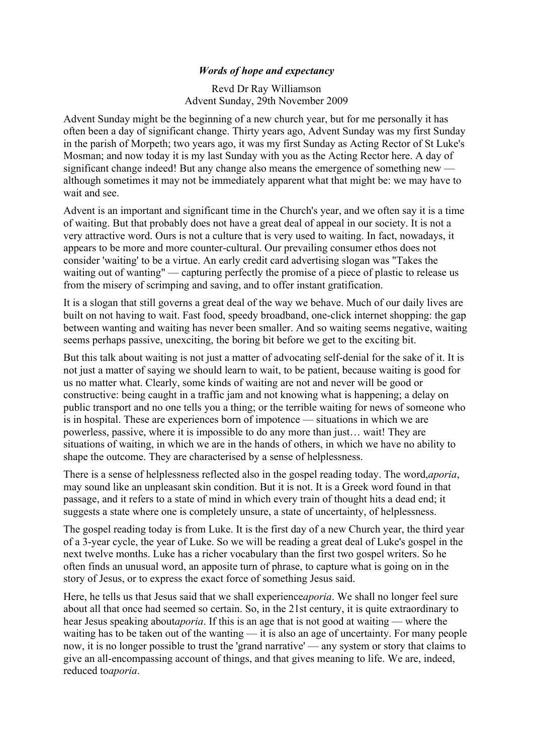*Words of hope and expectancy*

Revd Dr Ray Williamson
Advent Sunday, 29th November 2009

Advent Sunday might be the beginning of a new church year, but for me personally it has often been a day of significant change. Thirty years ago, Advent Sunday was my first Sunday in the parish of Morpeth; two years ago, it was my first Sunday as Acting Rector of St Luke's Mosman; and now today it is my last Sunday with you as the Acting Rector here. A day of significant change indeed! But any change also means the emergence of something new — although sometimes it may not be immediately apparent what that might be: we may have to wait and see.

Advent is an important and significant time in the Church's year, and we often say it is a time of waiting. But that probably does not have a great deal of appeal in our society. It is not a very attractive word. Ours is not a culture that is very used to waiting. In fact, nowadays, it appears to be more and more counter-cultural. Our prevailing consumer ethos does not consider 'waiting' to be a virtue. An early credit card advertising slogan was "Takes the waiting out of wanting" — capturing perfectly the promise of a piece of plastic to release us from the misery of scrimping and saving, and to offer instant gratification.

It is a slogan that still governs a great deal of the way we behave. Much of our daily lives are built on not having to wait. Fast food, speedy broadband, one-click internet shopping: the gap between wanting and waiting has never been smaller. And so waiting seems negative, waiting seems perhaps passive, unexciting, the boring bit before we get to the exciting bit.

But this talk about waiting is not just a matter of advocating self-denial for the sake of it. It is not just a matter of saying we should learn to wait, to be patient, because waiting is good for us no matter what. Clearly, some kinds of waiting are not and never will be good or constructive: being caught in a traffic jam and not knowing what is happening; a delay on public transport and no one tells you a thing; or the terrible waiting for news of someone who is in hospital. These are experiences born of impotence — situations in which we are powerless, passive, where it is impossible to do any more than just… wait! They are situations of waiting, in which we are in the hands of others, in which we have no ability to shape the outcome. They are characterised by a sense of helplessness.

There is a sense of helplessness reflected also in the gospel reading today. The word,*aporia*, may sound like an unpleasant skin condition. But it is not. It is a Greek word found in that passage, and it refers to a state of mind in which every train of thought hits a dead end; it suggests a state where one is completely unsure, a state of uncertainty, of helplessness.

The gospel reading today is from Luke. It is the first day of a new Church year, the third year of a 3-year cycle, the year of Luke. So we will be reading a great deal of Luke's gospel in the next twelve months. Luke has a richer vocabulary than the first two gospel writers. So he often finds an unusual word, an apposite turn of phrase, to capture what is going on in the story of Jesus, or to express the exact force of something Jesus said.

Here, he tells us that Jesus said that we shall experience*aporia*. We shall no longer feel sure about all that once had seemed so certain. So, in the 21st century, it is quite extraordinary to hear Jesus speaking about*aporia*. If this is an age that is not good at waiting — where the waiting has to be taken out of the wanting — it is also an age of uncertainty. For many people now, it is no longer possible to trust the 'grand narrative' — any system or story that claims to give an all-encompassing account of things, and that gives meaning to life. We are, indeed, reduced to*aporia*.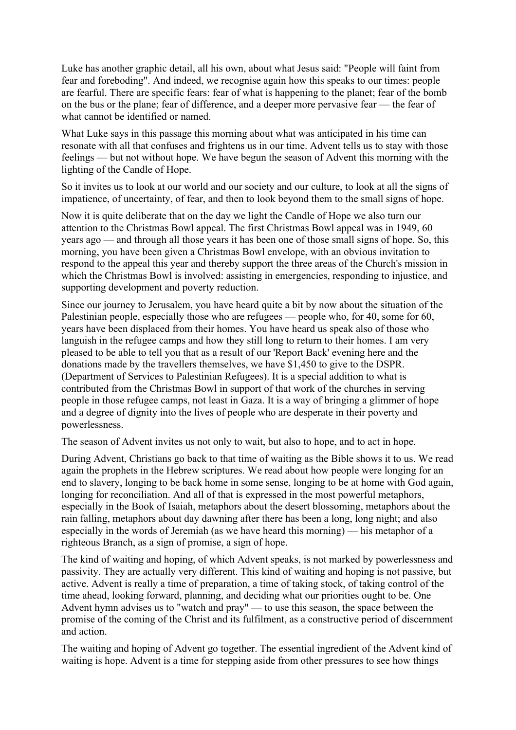Luke has another graphic detail, all his own, about what Jesus said: "People will faint from fear and foreboding". And indeed, we recognise again how this speaks to our times: people are fearful. There are specific fears: fear of what is happening to the planet; fear of the bomb on the bus or the plane; fear of difference, and a deeper more pervasive fear — the fear of what cannot be identified or named.

What Luke says in this passage this morning about what was anticipated in his time can resonate with all that confuses and frightens us in our time. Advent tells us to stay with those feelings — but not without hope. We have begun the season of Advent this morning with the lighting of the Candle of Hope.

So it invites us to look at our world and our society and our culture, to look at all the signs of impatience, of uncertainty, of fear, and then to look beyond them to the small signs of hope.

Now it is quite deliberate that on the day we light the Candle of Hope we also turn our attention to the Christmas Bowl appeal. The first Christmas Bowl appeal was in 1949, 60 years ago — and through all those years it has been one of those small signs of hope. So, this morning, you have been given a Christmas Bowl envelope, with an obvious invitation to respond to the appeal this year and thereby support the three areas of the Church's mission in which the Christmas Bowl is involved: assisting in emergencies, responding to injustice, and supporting development and poverty reduction.

Since our journey to Jerusalem, you have heard quite a bit by now about the situation of the Palestinian people, especially those who are refugees — people who, for 40, some for 60, years have been displaced from their homes. You have heard us speak also of those who languish in the refugee camps and how they still long to return to their homes. I am very pleased to be able to tell you that as a result of our 'Report Back' evening here and the donations made by the travellers themselves, we have $1,450 to give to the DSPR. (Department of Services to Palestinian Refugees). It is a special addition to what is contributed from the Christmas Bowl in support of that work of the churches in serving people in those refugee camps, not least in Gaza. It is a way of bringing a glimmer of hope and a degree of dignity into the lives of people who are desperate in their poverty and powerlessness.

The season of Advent invites us not only to wait, but also to hope, and to act in hope.

During Advent, Christians go back to that time of waiting as the Bible shows it to us. We read again the prophets in the Hebrew scriptures. We read about how people were longing for an end to slavery, longing to be back home in some sense, longing to be at home with God again, longing for reconciliation. And all of that is expressed in the most powerful metaphors, especially in the Book of Isaiah, metaphors about the desert blossoming, metaphors about the rain falling, metaphors about day dawning after there has been a long, long night; and also especially in the words of Jeremiah (as we have heard this morning) — his metaphor of a righteous Branch, as a sign of promise, a sign of hope.

The kind of waiting and hoping, of which Advent speaks, is not marked by powerlessness and passivity. They are actually very different. This kind of waiting and hoping is not passive, but active. Advent is really a time of preparation, a time of taking stock, of taking control of the time ahead, looking forward, planning, and deciding what our priorities ought to be. One Advent hymn advises us to "watch and pray" — to use this season, the space between the promise of the coming of the Christ and its fulfilment, as a constructive period of discernment and action.

The waiting and hoping of Advent go together. The essential ingredient of the Advent kind of waiting is hope. Advent is a time for stepping aside from other pressures to see how things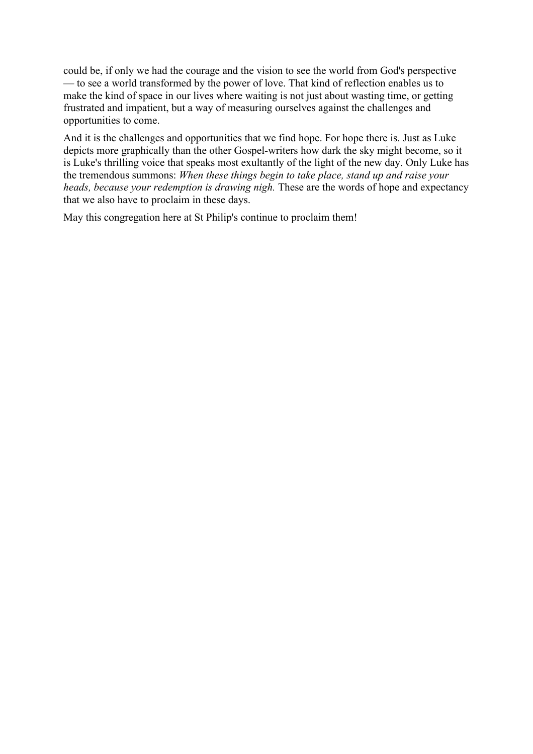could be, if only we had the courage and the vision to see the world from God's perspective — to see a world transformed by the power of love. That kind of reflection enables us to make the kind of space in our lives where waiting is not just about wasting time, or getting frustrated and impatient, but a way of measuring ourselves against the challenges and opportunities to come.

And it is the challenges and opportunities that we find hope. For hope there is. Just as Luke depicts more graphically than the other Gospel-writers how dark the sky might become, so it is Luke's thrilling voice that speaks most exultantly of the light of the new day. Only Luke has the tremendous summons: *When these things begin to take place, stand up and raise your heads, because your redemption is drawing nigh.* These are the words of hope and expectancy that we also have to proclaim in these days.

May this congregation here at St Philip's continue to proclaim them!